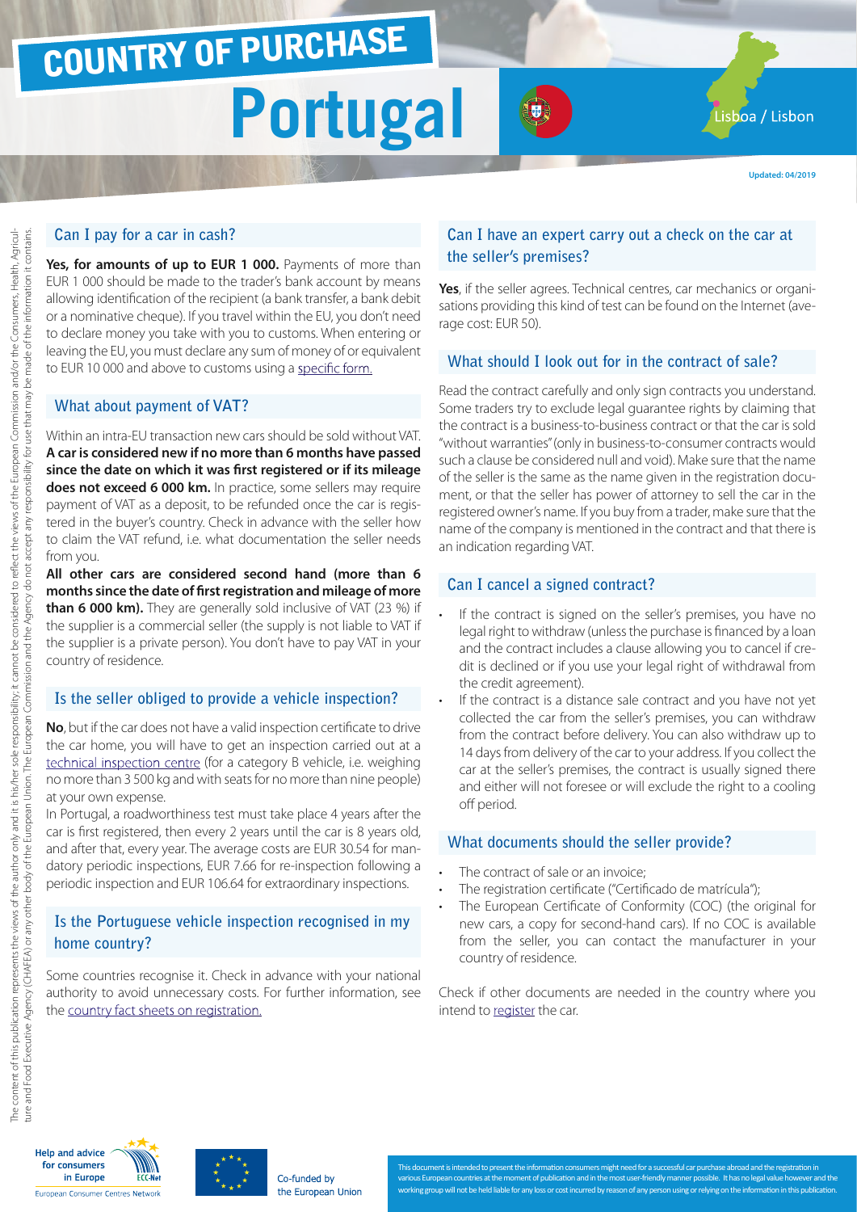# COUNTRY OF PURCHASE

# Portugal

Lisboa / Lisbon

Updated: 04/2019

The content of this publication represents the views of the author only and it is his/her sole responsibility; it cannot be considered to reflect the views of the European Commission and/or the Consumers, Health, Agriculture and Food Executive Agency (CHAFEA) or any other body of the European Union. The European Commission and the Agency do not accept any responsibility for use that may be made of the information it contains.

## Can I pay for a car in cash?

**Yes, for amounts of up to EUR 1 000.** Payments of more than EUR 1 000 should be made to the trader's bank account by means allowing identification of the recipient (a bank transfer, a bank debit or a nominative cheque). If you travel within the EU, you don't need to declare money you take with you to customs. When entering or leaving the EU, you must declare any sum of money of or equivalent to EUR 10 000 and above to customs using a specific form.

## What about payment of VAT?

Within an intra-EU transaction new cars should be sold without VAT. **A car is considered new if no more than 6 months have passed since the date on which it was first registered or if its mileage does not exceed 6 000 km.** In practice, some sellers may require payment of VAT as a deposit, to be refunded once the car is registered in the buyer's country. Check in advance with the seller how to claim the VAT refund, i.e. what documentation the seller needs from you.

**All other cars are considered second hand (more than 6 months since the date of first registration and mileage of more than 6 000 km).** They are generally sold inclusive of VAT (23 %) if the supplier is a commercial seller (the supply is not liable to VAT if the supplier is a private person). You don't have to pay VAT in your country of residence.

## Is the seller obliged to provide a vehicle inspection?

**No**, but if the car does not have a valid inspection certificate to drive the car home, you will have to get an inspection carried out at a technical inspection centre (for a category B vehicle, i.e. weighing no more than 3 500 kg and with seats for no more than nine people) at your own expense.

In Portugal, a roadworthiness test must take place 4 years after the car is first registered, then every 2 years until the car is 8 years old, and after that, every year. The average costs are EUR 30.54 for mandatory periodic inspections, EUR 7.66 for re-inspection following a periodic inspection and EUR 106.64 for extraordinary inspections.

## Is the Portuguese vehicle inspection recognised in my home country?

Some countries recognise it. Check in advance with your national authority to avoid unnecessary costs. For further information, see the country fact sheets on registration.

## Can I have an expert carry out a check on the car at the seller's premises?

**Yes**, if the seller agrees. Technical centres, car mechanics or organisations providing this kind of test can be found on the Internet (average cost: EUR 50).

## What should I look out for in the contract of sale?

Read the contract carefully and only sign contracts you understand. Some traders try to exclude legal guarantee rights by claiming that the contract is a business-to-business contract or that the car is sold "without warranties" (only in business-to-consumer contracts would such a clause be considered null and void). Make sure that the name of the seller is the same as the name given in the registration document, or that the seller has power of attorney to sell the car in the registered owner's name. If you buy from a trader, make sure that the name of the company is mentioned in the contract and that there is an indication regarding VAT.

## Can I cancel a signed contract?

- If the contract is signed on the seller's premises, you have no legal right to withdraw (unless the purchase is financed by a loan and the contract includes a clause allowing you to cancel if credit is declined or if you use your legal right of withdrawal from the credit agreement).
- If the contract is a distance sale contract and you have not yet collected the car from the seller's premises, you can withdraw from the contract before delivery. You can also withdraw up to 14 days from delivery of the car to your address. If you collect the car at the seller's premises, the contract is usually signed there and either will not foresee or will exclude the right to a cooling off period.

## What documents should the seller provide?

- The contract of sale or an invoice;
- The registration certificate ("Certificado de matrícula");
- The European Certificate of Conformity (COC) (the original for new cars, a copy for second-hand cars). If no COC is available from the seller, you can contact the manufacturer in your country of residence.

Check if other documents are needed in the country where you intend to register the car.

Help and advice for consumers in Europe — ECC-Net — European Consumer Centres Network

Co-funded by the European Union

This document is intended to present the information consumers might need for a successful car purchase abroad and the registration in various European countries at the moment of publication and in the most user-friendly manner possible. It has no legal value however and the working group will not be held liable for any loss or cost incurred by reason of any person using or relying on the information in this publication.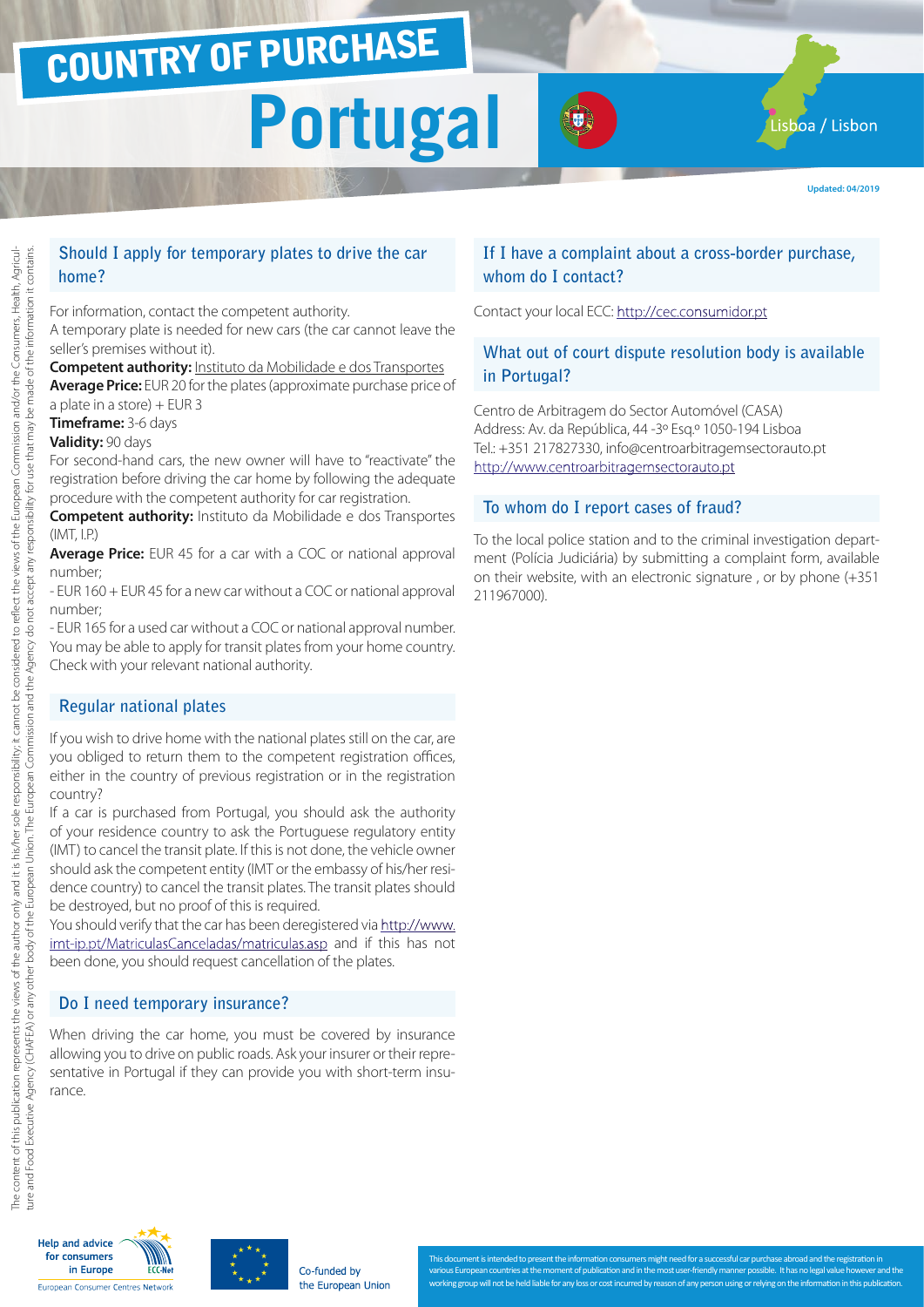# COUNTRY OF PURCHASE

# Portugal

Lisboa / Lisbon

Updated: 04/2019

## Should I apply for temporary plates to drive the car home?

For information, contact the competent authority.

A temporary plate is needed for new cars (the car cannot leave the seller's premises without it).

**Competent authority:** Instituto da Mobilidade e dos Transportes

**Average Price:** EUR 20 for the plates (approximate purchase price of a plate in a store) + EUR 3

**Timeframe:** 3-6 days

**Validity:** 90 days

For second-hand cars, the new owner will have to "reactivate" the registration before driving the car home by following the adequate procedure with the competent authority for car registration.

**Competent authority:** Instituto da Mobilidade e dos Transportes (IMT, I.P.)

**Average Price:** EUR 45 for a car with a COC or national approval number;

- EUR 160 + EUR 45 for a new car without a COC or national approval number;
- EUR 165 for a used car without a COC or national approval number.

You may be able to apply for transit plates from your home country. Check with your relevant national authority.

## Regular national plates

If you wish to drive home with the national plates still on the car, are you obliged to return them to the competent registration offices, either in the country of previous registration or in the registration country?

If a car is purchased from Portugal, you should ask the authority of your residence country to ask the Portuguese regulatory entity (IMT) to cancel the transit plate. If this is not done, the vehicle owner should ask the competent entity (IMT or the embassy of his/her residence country) to cancel the transit plates. The transit plates should be destroyed, but no proof of this is required.

You should verify that the car has been deregistered via http://www.imt-ip.pt/MatriculasCanceladas/matriculas.asp and if this has not been done, you should request cancellation of the plates.

## Do I need temporary insurance?

When driving the car home, you must be covered by insurance allowing you to drive on public roads. Ask your insurer or their representative in Portugal if they can provide you with short-term insurance.

## If I have a complaint about a cross-border purchase, whom do I contact?

Contact your local ECC: http://cec.consumidor.pt

## What out of court dispute resolution body is available in Portugal?

Centro de Arbitragem do Sector Automóvel (CASA)
Address: Av. da República, 44 -3º Esq.º 1050-194 Lisboa
Tel.: +351 217827330, info@centroarbitragemsectorauto.pt
http://www.centroarbitragemsectorauto.pt

## To whom do I report cases of fraud?

To the local police station and to the criminal investigation department (Polícia Judiciária) by submitting a complaint form, available on their website, with an electronic signature , or by phone (+351 211967000).

The content of this publication represents the views of the author only and it is his/her sole responsibility; it cannot be considered to reflect the views of the European Commission and/or the Consumers, Health, Agriculture and Food Executive Agency (CHAFEA) or any other body of the European Union. The European Commission and the Agency do not accept any responsibility for use that may be made of the information it contains.

Help and advice for consumers in Europe — European Consumer Centres Network — ECC-Net

Co-funded by the European Union

This document is intended to present the information consumers might need for a successful car purchase abroad and the registration in various European countries at the moment of publication and in the most user-friendly manner possible. It has no legal value however and the working group will not be held liable for any loss or cost incurred by reason of any person using or relying on the information in this publication.